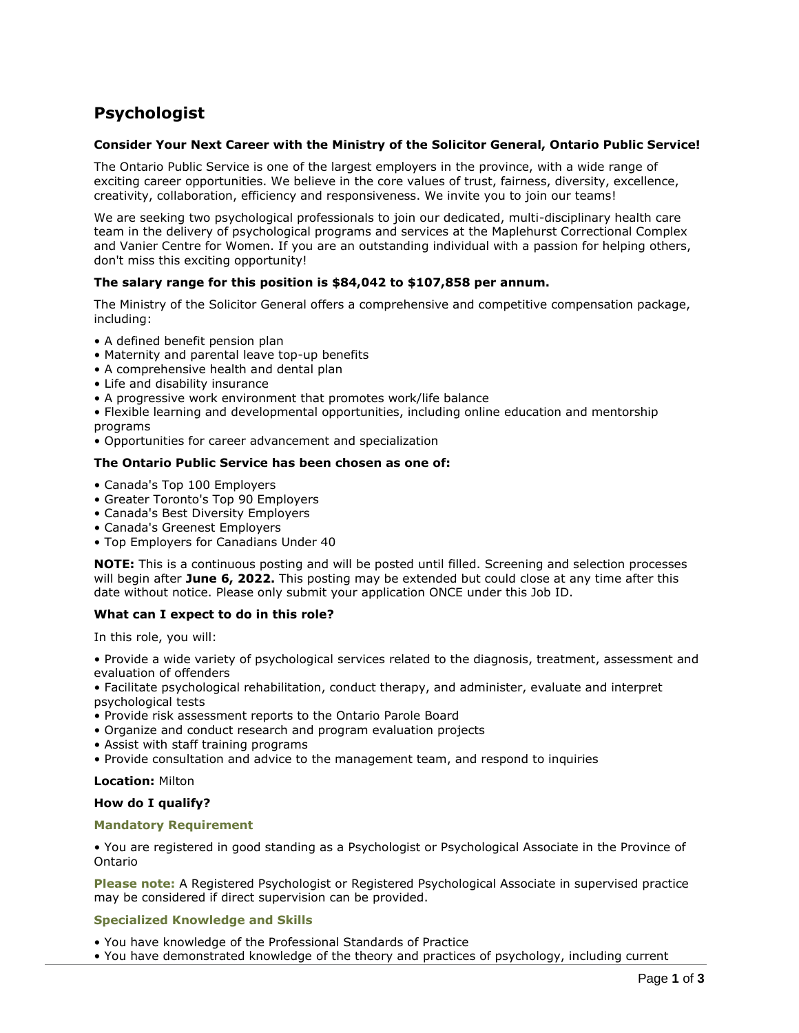# Psychologist

**Consider Your Next Career with the Ministry of the Solicitor General, Ontario Public Service!**

The Ontario Public Service is one of the largest employers in the province, with a wide range of exciting career opportunities. We believe in the core values of trust, fairness, diversity, excellence, creativity, collaboration, efficiency and responsiveness. We invite you to join our teams!

We are seeking two psychological professionals to join our dedicated, multi-disciplinary health care team in the delivery of psychological programs and services at the Maplehurst Correctional Complex and Vanier Centre for Women. If you are an outstanding individual with a passion for helping others, don't miss this exciting opportunity!

**The salary range for this position is $84,042 to $107,858 per annum.**

The Ministry of the Solicitor General offers a comprehensive and competitive compensation package, including:

- A defined benefit pension plan
- Maternity and parental leave top-up benefits
- A comprehensive health and dental plan
- Life and disability insurance
- A progressive work environment that promotes work/life balance
- Flexible learning and developmental opportunities, including online education and mentorship programs
- Opportunities for career advancement and specialization

**The Ontario Public Service has been chosen as one of:**

- Canada's Top 100 Employers
- Greater Toronto's Top 90 Employers
- Canada's Best Diversity Employers
- Canada's Greenest Employers
- Top Employers for Canadians Under 40

**NOTE:** This is a continuous posting and will be posted until filled. Screening and selection processes will begin after **June 6, 2022.** This posting may be extended but could close at any time after this date without notice. Please only submit your application ONCE under this Job ID.

**What can I expect to do in this role?**

In this role, you will:

- Provide a wide variety of psychological services related to the diagnosis, treatment, assessment and evaluation of offenders
- Facilitate psychological rehabilitation, conduct therapy, and administer, evaluate and interpret psychological tests
- Provide risk assessment reports to the Ontario Parole Board
- Organize and conduct research and program evaluation projects
- Assist with staff training programs
- Provide consultation and advice to the management team, and respond to inquiries

**Location:** Milton

**How do I qualify?**

**Mandatory Requirement**

- You are registered in good standing as a Psychologist or Psychological Associate in the Province of Ontario

**Please note:** A Registered Psychologist or Registered Psychological Associate in supervised practice may be considered if direct supervision can be provided.

**Specialized Knowledge and Skills**

- You have knowledge of the Professional Standards of Practice
- You have demonstrated knowledge of the theory and practices of psychology, including current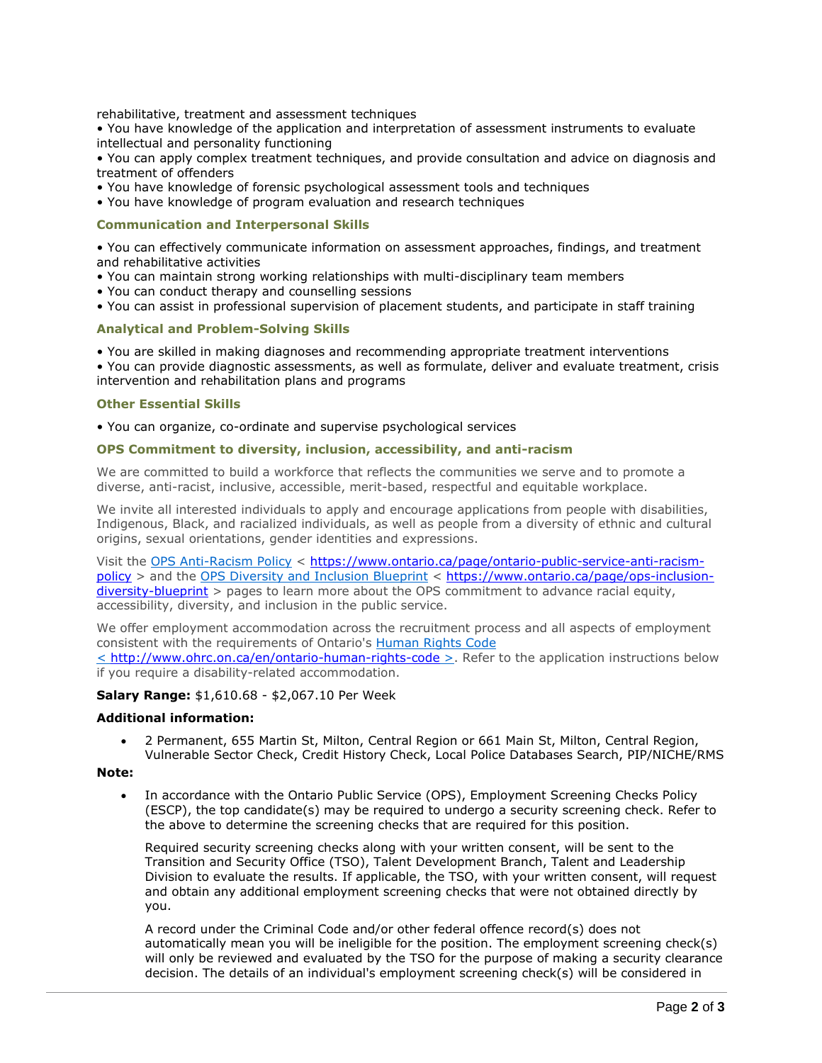rehabilitative, treatment and assessment techniques
- You have knowledge of the application and interpretation of assessment instruments to evaluate intellectual and personality functioning
- You can apply complex treatment techniques, and provide consultation and advice on diagnosis and treatment of offenders
- You have knowledge of forensic psychological assessment tools and techniques
- You have knowledge of program evaluation and research techniques

### Communication and Interpersonal Skills

- You can effectively communicate information on assessment approaches, findings, and treatment and rehabilitative activities
- You can maintain strong working relationships with multi-disciplinary team members
- You can conduct therapy and counselling sessions
- You can assist in professional supervision of placement students, and participate in staff training

### Analytical and Problem-Solving Skills

- You are skilled in making diagnoses and recommending appropriate treatment interventions
- You can provide diagnostic assessments, as well as formulate, deliver and evaluate treatment, crisis intervention and rehabilitation plans and programs

### Other Essential Skills

- You can organize, co-ordinate and supervise psychological services

### OPS Commitment to diversity, inclusion, accessibility, and anti-racism

We are committed to build a workforce that reflects the communities we serve and to promote a diverse, anti-racist, inclusive, accessible, merit-based, respectful and equitable workplace.

We invite all interested individuals to apply and encourage applications from people with disabilities, Indigenous, Black, and racialized individuals, as well as people from a diversity of ethnic and cultural origins, sexual orientations, gender identities and expressions.

Visit the [OPS Anti-Racism Policy](https://www.ontario.ca/page/ontario-public-service-anti-racism-policy) < https://www.ontario.ca/page/ontario-public-service-anti-racism-policy > and the [OPS Diversity and Inclusion Blueprint](https://www.ontario.ca/page/ops-inclusion-diversity-blueprint) < https://www.ontario.ca/page/ops-inclusion-diversity-blueprint > pages to learn more about the OPS commitment to advance racial equity, accessibility, diversity, and inclusion in the public service.

We offer employment accommodation across the recruitment process and all aspects of employment consistent with the requirements of Ontario's [Human Rights Code](http://www.ohrc.on.ca/en/ontario-human-rights-code) < http://www.ohrc.on.ca/en/ontario-human-rights-code >. Refer to the application instructions below if you require a disability-related accommodation.

**Salary Range:** $1,610.68 - $2,067.10 Per Week

**Additional information:**

- 2 Permanent, 655 Martin St, Milton, Central Region or 661 Main St, Milton, Central Region, Vulnerable Sector Check, Credit History Check, Local Police Databases Search, PIP/NICHE/RMS

**Note:**

- In accordance with the Ontario Public Service (OPS), Employment Screening Checks Policy (ESCP), the top candidate(s) may be required to undergo a security screening check. Refer to the above to determine the screening checks that are required for this position.

  Required security screening checks along with your written consent, will be sent to the Transition and Security Office (TSO), Talent Development Branch, Talent and Leadership Division to evaluate the results. If applicable, the TSO, with your written consent, will request and obtain any additional employment screening checks that were not obtained directly by you.

  A record under the Criminal Code and/or other federal offence record(s) does not automatically mean you will be ineligible for the position. The employment screening check(s) will only be reviewed and evaluated by the TSO for the purpose of making a security clearance decision. The details of an individual's employment screening check(s) will be considered in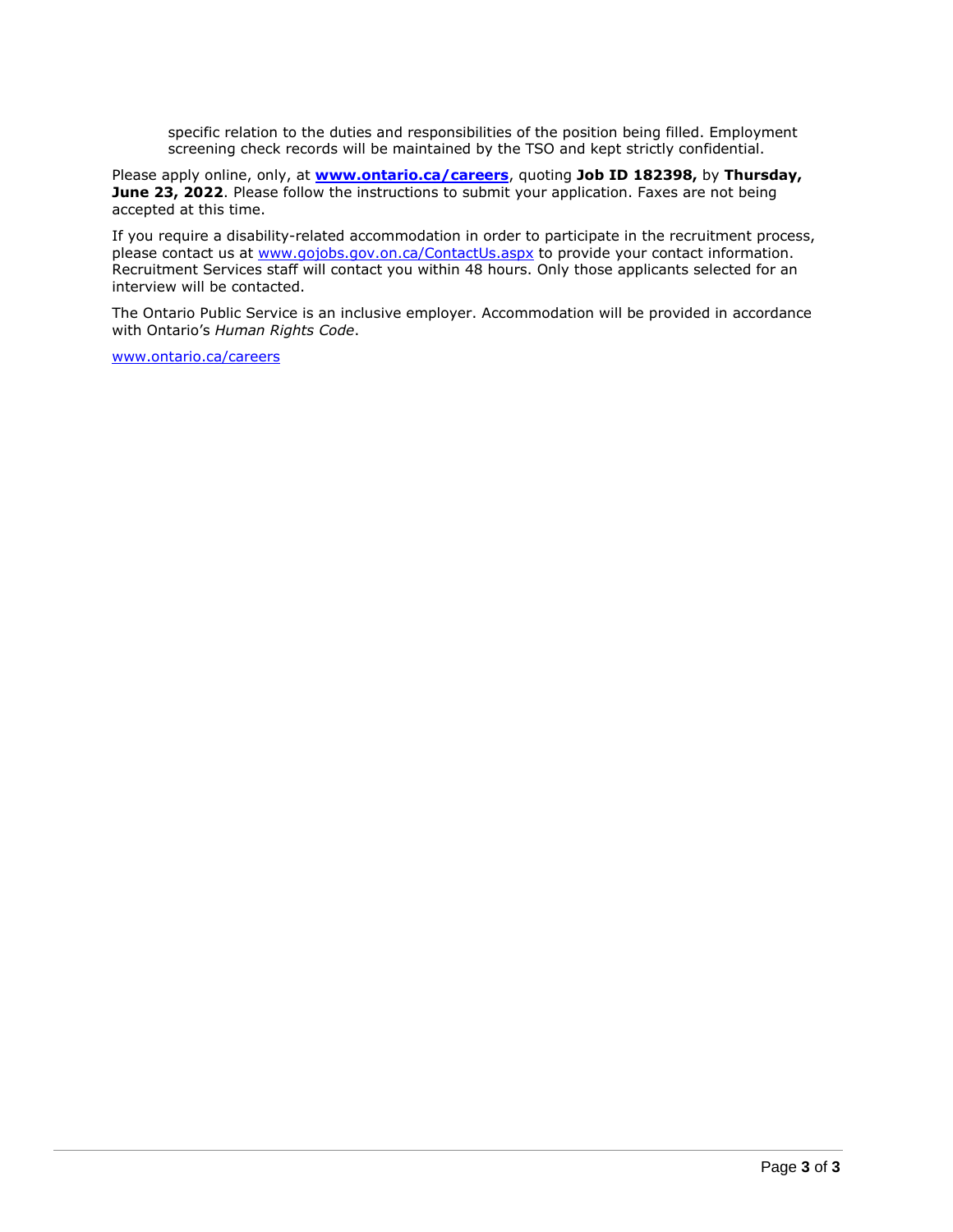specific relation to the duties and responsibilities of the position being filled. Employment screening check records will be maintained by the TSO and kept strictly confidential.

Please apply online, only, at **[www.ontario.ca/careers](http://www.ontario.ca/careers)**, quoting **Job ID 182398,** by **Thursday, June 23, 2022**. Please follow the instructions to submit your application. Faxes are not being accepted at this time.

If you require a disability-related accommodation in order to participate in the recruitment process, please contact us at [www.gojobs.gov.on.ca/ContactUs.aspx](http://www.gojobs.gov.on.ca/ContactUs.aspx) to provide your contact information. Recruitment Services staff will contact you within 48 hours. Only those applicants selected for an interview will be contacted.

The Ontario Public Service is an inclusive employer. Accommodation will be provided in accordance with Ontario's *Human Rights Code*.

[www.ontario.ca/careers](http://www.ontario.ca/careers)